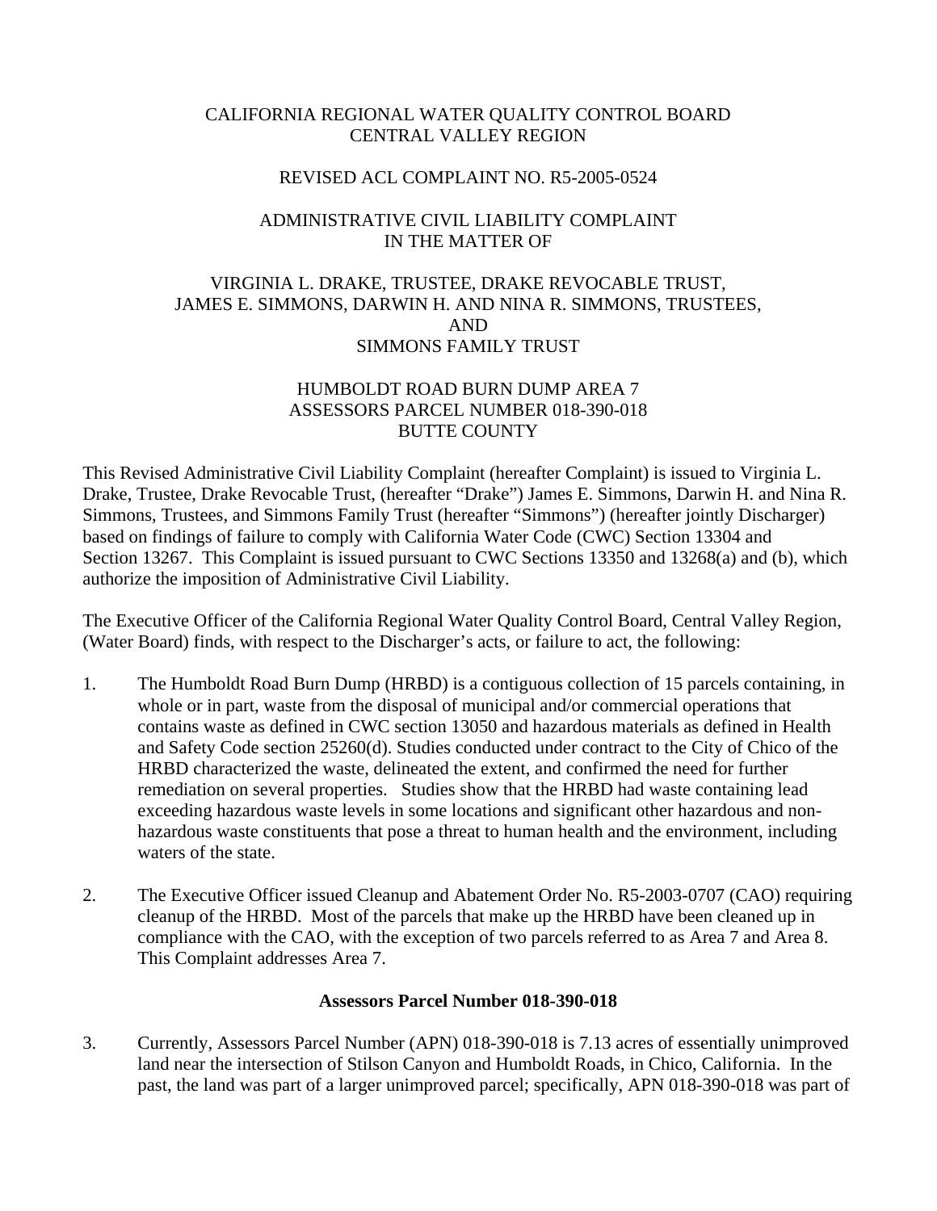CALIFORNIA REGIONAL WATER QUALITY CONTROL BOARD
CENTRAL VALLEY REGION

REVISED ACL COMPLAINT NO. R5-2005-0524

ADMINISTRATIVE CIVIL LIABILITY COMPLAINT
IN THE MATTER OF

VIRGINIA L. DRAKE, TRUSTEE, DRAKE REVOCABLE TRUST,
JAMES E. SIMMONS, DARWIN H. AND NINA R. SIMMONS, TRUSTEES,
AND
SIMMONS FAMILY TRUST

HUMBOLDT ROAD BURN DUMP AREA 7
ASSESSORS PARCEL NUMBER 018-390-018
BUTTE COUNTY

This Revised Administrative Civil Liability Complaint (hereafter Complaint) is issued to Virginia L. Drake, Trustee, Drake Revocable Trust, (hereafter "Drake") James E. Simmons, Darwin H. and Nina R. Simmons, Trustees, and Simmons Family Trust (hereafter "Simmons") (hereafter jointly Discharger) based on findings of failure to comply with California Water Code (CWC) Section 13304 and Section 13267. This Complaint is issued pursuant to CWC Sections 13350 and 13268(a) and (b), which authorize the imposition of Administrative Civil Liability.

The Executive Officer of the California Regional Water Quality Control Board, Central Valley Region, (Water Board) finds, with respect to the Discharger's acts, or failure to act, the following:

1. The Humboldt Road Burn Dump (HRBD) is a contiguous collection of 15 parcels containing, in whole or in part, waste from the disposal of municipal and/or commercial operations that contains waste as defined in CWC section 13050 and hazardous materials as defined in Health and Safety Code section 25260(d). Studies conducted under contract to the City of Chico of the HRBD characterized the waste, delineated the extent, and confirmed the need for further remediation on several properties. Studies show that the HRBD had waste containing lead exceeding hazardous waste levels in some locations and significant other hazardous and non-hazardous waste constituents that pose a threat to human health and the environment, including waters of the state.

2. The Executive Officer issued Cleanup and Abatement Order No. R5-2003-0707 (CAO) requiring cleanup of the HRBD. Most of the parcels that make up the HRBD have been cleaned up in compliance with the CAO, with the exception of two parcels referred to as Area 7 and Area 8. This Complaint addresses Area 7.

**Assessors Parcel Number 018-390-018**

3. Currently, Assessors Parcel Number (APN) 018-390-018 is 7.13 acres of essentially unimproved land near the intersection of Stilson Canyon and Humboldt Roads, in Chico, California. In the past, the land was part of a larger unimproved parcel; specifically, APN 018-390-018 was part of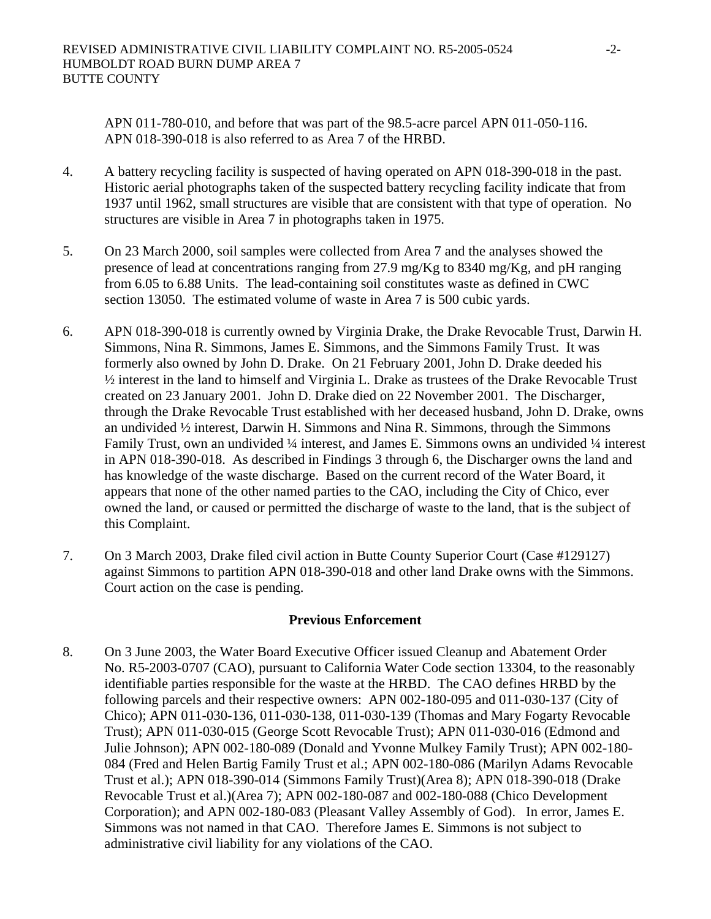APN 011-780-010, and before that was part of the 98.5-acre parcel APN 011-050-116. APN 018-390-018 is also referred to as Area 7 of the HRBD.

4. A battery recycling facility is suspected of having operated on APN 018-390-018 in the past. Historic aerial photographs taken of the suspected battery recycling facility indicate that from 1937 until 1962, small structures are visible that are consistent with that type of operation. No structures are visible in Area 7 in photographs taken in 1975.

5. On 23 March 2000, soil samples were collected from Area 7 and the analyses showed the presence of lead at concentrations ranging from 27.9 mg/Kg to 8340 mg/Kg, and pH ranging from 6.05 to 6.88 Units. The lead-containing soil constitutes waste as defined in CWC section 13050. The estimated volume of waste in Area 7 is 500 cubic yards.

6. APN 018-390-018 is currently owned by Virginia Drake, the Drake Revocable Trust, Darwin H. Simmons, Nina R. Simmons, James E. Simmons, and the Simmons Family Trust. It was formerly also owned by John D. Drake. On 21 February 2001, John D. Drake deeded his ½ interest in the land to himself and Virginia L. Drake as trustees of the Drake Revocable Trust created on 23 January 2001. John D. Drake died on 22 November 2001. The Discharger, through the Drake Revocable Trust established with her deceased husband, John D. Drake, owns an undivided ½ interest, Darwin H. Simmons and Nina R. Simmons, through the Simmons Family Trust, own an undivided ¼ interest, and James E. Simmons owns an undivided ¼ interest in APN 018-390-018. As described in Findings 3 through 6, the Discharger owns the land and has knowledge of the waste discharge. Based on the current record of the Water Board, it appears that none of the other named parties to the CAO, including the City of Chico, ever owned the land, or caused or permitted the discharge of waste to the land, that is the subject of this Complaint.

7. On 3 March 2003, Drake filed civil action in Butte County Superior Court (Case #129127) against Simmons to partition APN 018-390-018 and other land Drake owns with the Simmons. Court action on the case is pending.

## Previous Enforcement

8. On 3 June 2003, the Water Board Executive Officer issued Cleanup and Abatement Order No. R5-2003-0707 (CAO), pursuant to California Water Code section 13304, to the reasonably identifiable parties responsible for the waste at the HRBD. The CAO defines HRBD by the following parcels and their respective owners: APN 002-180-095 and 011-030-137 (City of Chico); APN 011-030-136, 011-030-138, 011-030-139 (Thomas and Mary Fogarty Revocable Trust); APN 011-030-015 (George Scott Revocable Trust); APN 011-030-016 (Edmond and Julie Johnson); APN 002-180-089 (Donald and Yvonne Mulkey Family Trust); APN 002-180-084 (Fred and Helen Bartig Family Trust et al.; APN 002-180-086 (Marilyn Adams Revocable Trust et al.); APN 018-390-014 (Simmons Family Trust)(Area 8); APN 018-390-018 (Drake Revocable Trust et al.)(Area 7); APN 002-180-087 and 002-180-088 (Chico Development Corporation); and APN 002-180-083 (Pleasant Valley Assembly of God). In error, James E. Simmons was not named in that CAO. Therefore James E. Simmons is not subject to administrative civil liability for any violations of the CAO.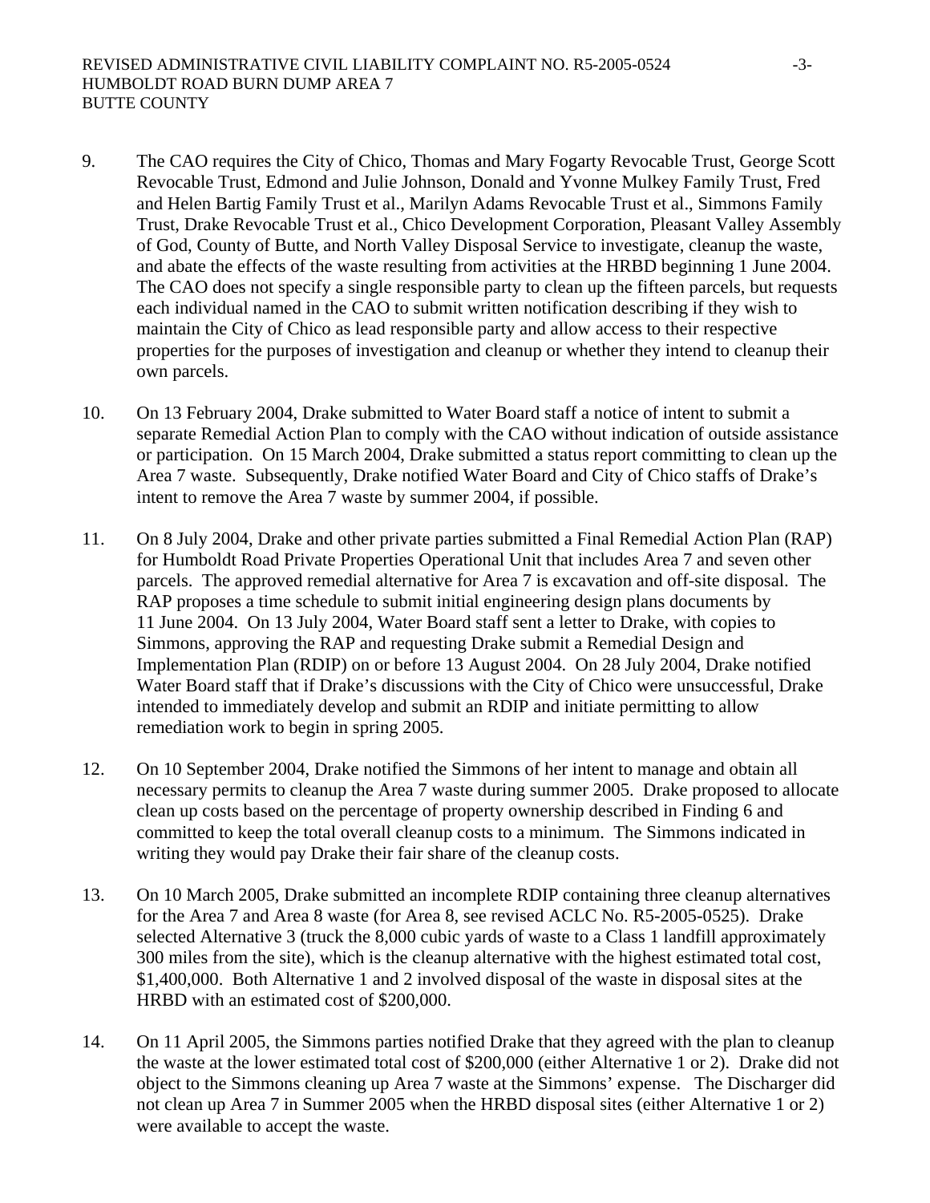9. The CAO requires the City of Chico, Thomas and Mary Fogarty Revocable Trust, George Scott Revocable Trust, Edmond and Julie Johnson, Donald and Yvonne Mulkey Family Trust, Fred and Helen Bartig Family Trust et al., Marilyn Adams Revocable Trust et al., Simmons Family Trust, Drake Revocable Trust et al., Chico Development Corporation, Pleasant Valley Assembly of God, County of Butte, and North Valley Disposal Service to investigate, cleanup the waste, and abate the effects of the waste resulting from activities at the HRBD beginning 1 June 2004. The CAO does not specify a single responsible party to clean up the fifteen parcels, but requests each individual named in the CAO to submit written notification describing if they wish to maintain the City of Chico as lead responsible party and allow access to their respective properties for the purposes of investigation and cleanup or whether they intend to cleanup their own parcels.

10. On 13 February 2004, Drake submitted to Water Board staff a notice of intent to submit a separate Remedial Action Plan to comply with the CAO without indication of outside assistance or participation. On 15 March 2004, Drake submitted a status report committing to clean up the Area 7 waste. Subsequently, Drake notified Water Board and City of Chico staffs of Drake's intent to remove the Area 7 waste by summer 2004, if possible.

11. On 8 July 2004, Drake and other private parties submitted a Final Remedial Action Plan (RAP) for Humboldt Road Private Properties Operational Unit that includes Area 7 and seven other parcels. The approved remedial alternative for Area 7 is excavation and off-site disposal. The RAP proposes a time schedule to submit initial engineering design plans documents by 11 June 2004. On 13 July 2004, Water Board staff sent a letter to Drake, with copies to Simmons, approving the RAP and requesting Drake submit a Remedial Design and Implementation Plan (RDIP) on or before 13 August 2004. On 28 July 2004, Drake notified Water Board staff that if Drake's discussions with the City of Chico were unsuccessful, Drake intended to immediately develop and submit an RDIP and initiate permitting to allow remediation work to begin in spring 2005.

12. On 10 September 2004, Drake notified the Simmons of her intent to manage and obtain all necessary permits to cleanup the Area 7 waste during summer 2005. Drake proposed to allocate clean up costs based on the percentage of property ownership described in Finding 6 and committed to keep the total overall cleanup costs to a minimum. The Simmons indicated in writing they would pay Drake their fair share of the cleanup costs.

13. On 10 March 2005, Drake submitted an incomplete RDIP containing three cleanup alternatives for the Area 7 and Area 8 waste (for Area 8, see revised ACLC No. R5-2005-0525). Drake selected Alternative 3 (truck the 8,000 cubic yards of waste to a Class 1 landfill approximately 300 miles from the site), which is the cleanup alternative with the highest estimated total cost, $1,400,000. Both Alternative 1 and 2 involved disposal of the waste in disposal sites at the HRBD with an estimated cost of $200,000.

14. On 11 April 2005, the Simmons parties notified Drake that they agreed with the plan to cleanup the waste at the lower estimated total cost of $200,000 (either Alternative 1 or 2). Drake did not object to the Simmons cleaning up Area 7 waste at the Simmons' expense. The Discharger did not clean up Area 7 in Summer 2005 when the HRBD disposal sites (either Alternative 1 or 2) were available to accept the waste.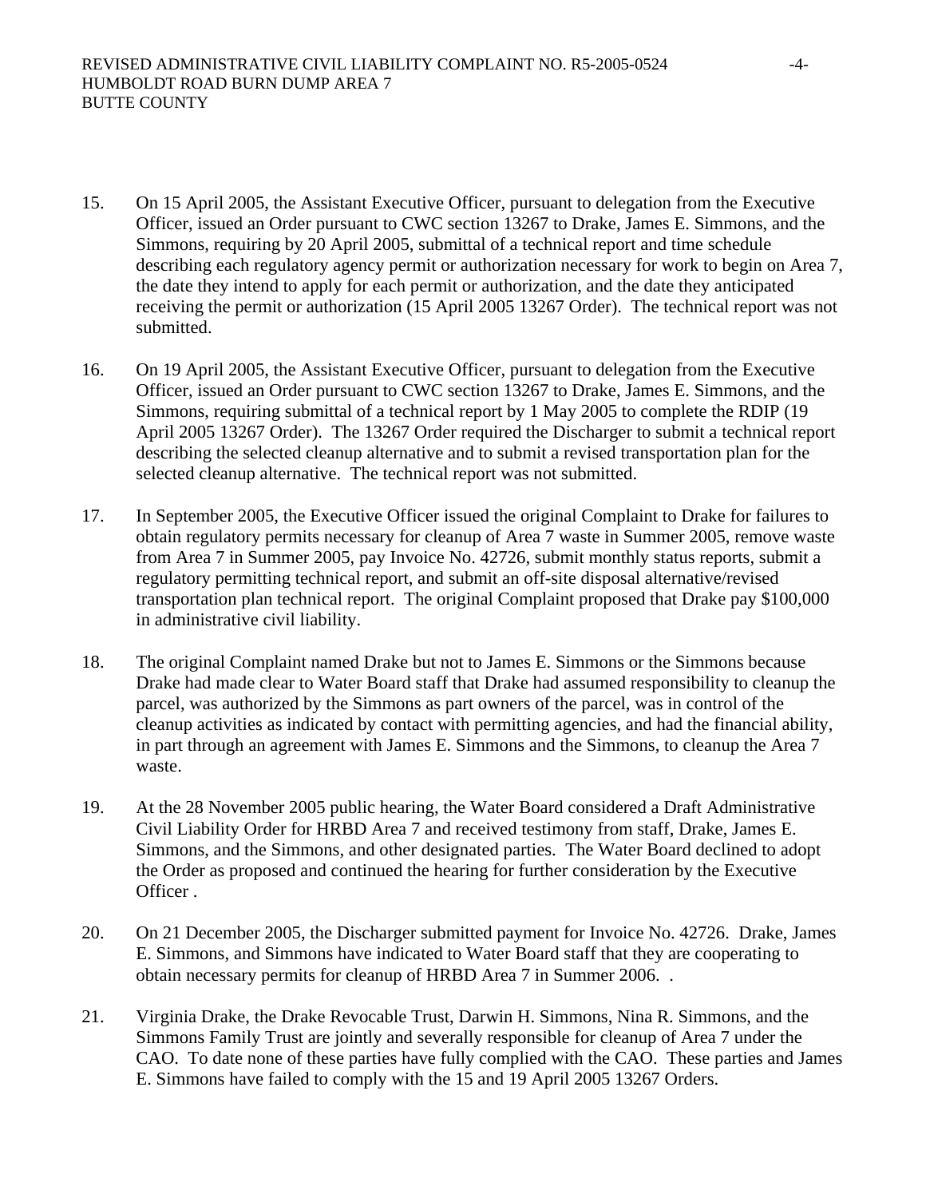15. On 15 April 2005, the Assistant Executive Officer, pursuant to delegation from the Executive Officer, issued an Order pursuant to CWC section 13267 to Drake, James E. Simmons, and the Simmons, requiring by 20 April 2005, submittal of a technical report and time schedule describing each regulatory agency permit or authorization necessary for work to begin on Area 7, the date they intend to apply for each permit or authorization, and the date they anticipated receiving the permit or authorization (15 April 2005 13267 Order). The technical report was not submitted.

16. On 19 April 2005, the Assistant Executive Officer, pursuant to delegation from the Executive Officer, issued an Order pursuant to CWC section 13267 to Drake, James E. Simmons, and the Simmons, requiring submittal of a technical report by 1 May 2005 to complete the RDIP (19 April 2005 13267 Order). The 13267 Order required the Discharger to submit a technical report describing the selected cleanup alternative and to submit a revised transportation plan for the selected cleanup alternative. The technical report was not submitted.

17. In September 2005, the Executive Officer issued the original Complaint to Drake for failures to obtain regulatory permits necessary for cleanup of Area 7 waste in Summer 2005, remove waste from Area 7 in Summer 2005, pay Invoice No. 42726, submit monthly status reports, submit a regulatory permitting technical report, and submit an off-site disposal alternative/revised transportation plan technical report. The original Complaint proposed that Drake pay $100,000 in administrative civil liability.

18. The original Complaint named Drake but not to James E. Simmons or the Simmons because Drake had made clear to Water Board staff that Drake had assumed responsibility to cleanup the parcel, was authorized by the Simmons as part owners of the parcel, was in control of the cleanup activities as indicated by contact with permitting agencies, and had the financial ability, in part through an agreement with James E. Simmons and the Simmons, to cleanup the Area 7 waste.

19. At the 28 November 2005 public hearing, the Water Board considered a Draft Administrative Civil Liability Order for HRBD Area 7 and received testimony from staff, Drake, James E. Simmons, and the Simmons, and other designated parties. The Water Board declined to adopt the Order as proposed and continued the hearing for further consideration by the Executive Officer .

20. On 21 December 2005, the Discharger submitted payment for Invoice No. 42726. Drake, James E. Simmons, and Simmons have indicated to Water Board staff that they are cooperating to obtain necessary permits for cleanup of HRBD Area 7 in Summer 2006. .

21. Virginia Drake, the Drake Revocable Trust, Darwin H. Simmons, Nina R. Simmons, and the Simmons Family Trust are jointly and severally responsible for cleanup of Area 7 under the CAO. To date none of these parties have fully complied with the CAO. These parties and James E. Simmons have failed to comply with the 15 and 19 April 2005 13267 Orders.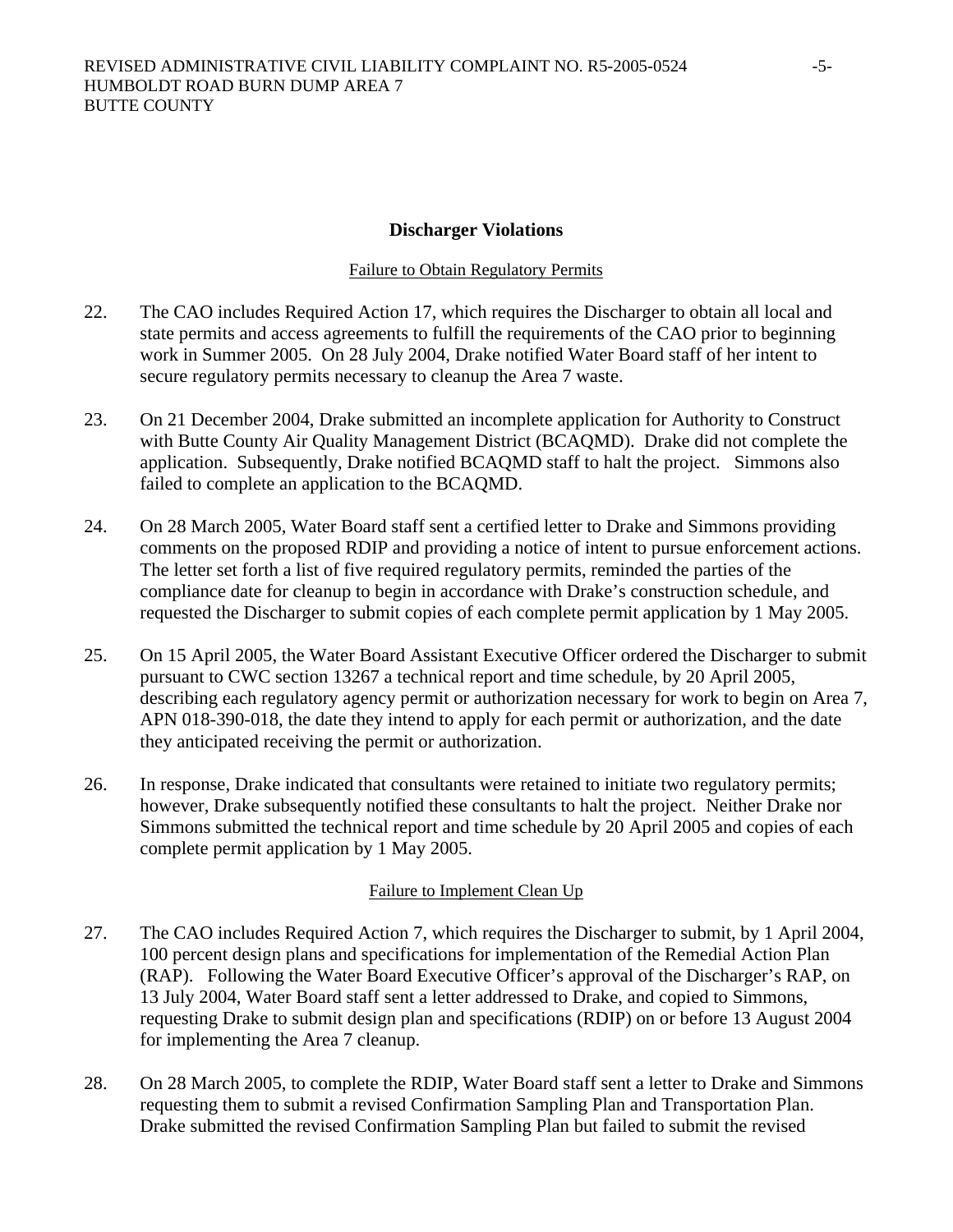## Discharger Violations

Failure to Obtain Regulatory Permits

22. The CAO includes Required Action 17, which requires the Discharger to obtain all local and state permits and access agreements to fulfill the requirements of the CAO prior to beginning work in Summer 2005. On 28 July 2004, Drake notified Water Board staff of her intent to secure regulatory permits necessary to cleanup the Area 7 waste.

23. On 21 December 2004, Drake submitted an incomplete application for Authority to Construct with Butte County Air Quality Management District (BCAQMD). Drake did not complete the application. Subsequently, Drake notified BCAQMD staff to halt the project. Simmons also failed to complete an application to the BCAQMD.

24. On 28 March 2005, Water Board staff sent a certified letter to Drake and Simmons providing comments on the proposed RDIP and providing a notice of intent to pursue enforcement actions. The letter set forth a list of five required regulatory permits, reminded the parties of the compliance date for cleanup to begin in accordance with Drake's construction schedule, and requested the Discharger to submit copies of each complete permit application by 1 May 2005.

25. On 15 April 2005, the Water Board Assistant Executive Officer ordered the Discharger to submit pursuant to CWC section 13267 a technical report and time schedule, by 20 April 2005, describing each regulatory agency permit or authorization necessary for work to begin on Area 7, APN 018-390-018, the date they intend to apply for each permit or authorization, and the date they anticipated receiving the permit or authorization.

26. In response, Drake indicated that consultants were retained to initiate two regulatory permits; however, Drake subsequently notified these consultants to halt the project. Neither Drake nor Simmons submitted the technical report and time schedule by 20 April 2005 and copies of each complete permit application by 1 May 2005.

Failure to Implement Clean Up

27. The CAO includes Required Action 7, which requires the Discharger to submit, by 1 April 2004, 100 percent design plans and specifications for implementation of the Remedial Action Plan (RAP). Following the Water Board Executive Officer's approval of the Discharger's RAP, on 13 July 2004, Water Board staff sent a letter addressed to Drake, and copied to Simmons, requesting Drake to submit design plan and specifications (RDIP) on or before 13 August 2004 for implementing the Area 7 cleanup.

28. On 28 March 2005, to complete the RDIP, Water Board staff sent a letter to Drake and Simmons requesting them to submit a revised Confirmation Sampling Plan and Transportation Plan. Drake submitted the revised Confirmation Sampling Plan but failed to submit the revised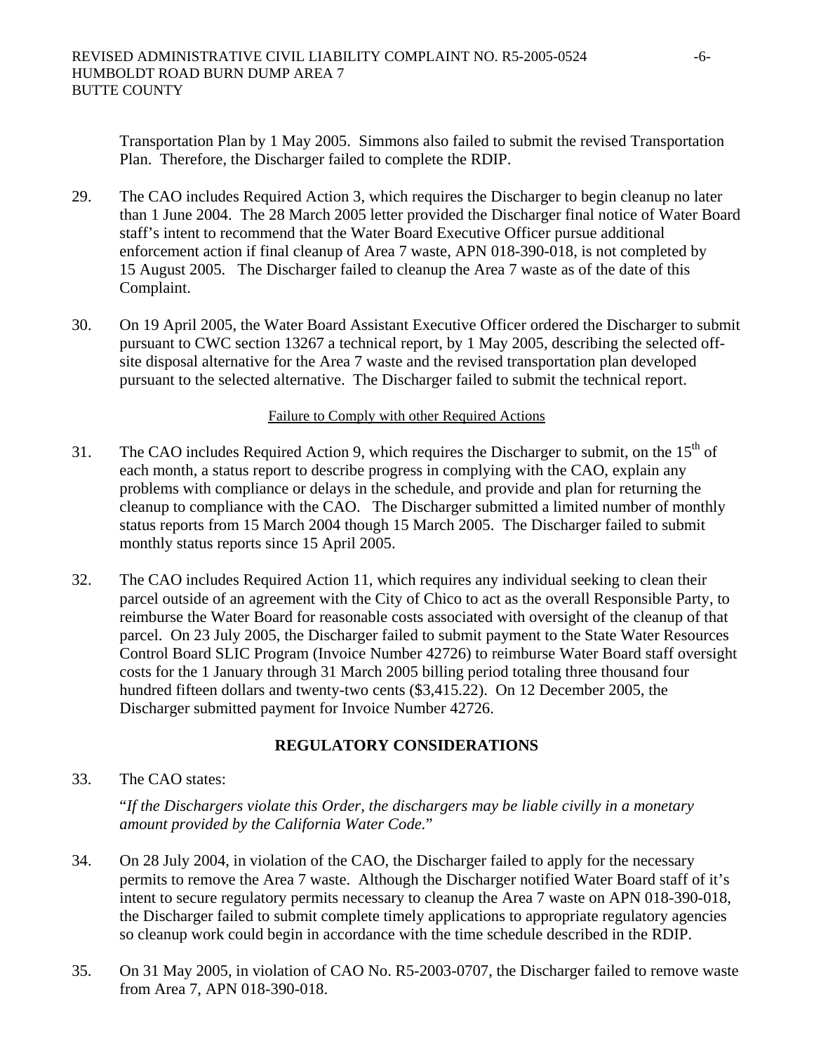Transportation Plan by 1 May 2005. Simmons also failed to submit the revised Transportation Plan. Therefore, the Discharger failed to complete the RDIP.

29. The CAO includes Required Action 3, which requires the Discharger to begin cleanup no later than 1 June 2004. The 28 March 2005 letter provided the Discharger final notice of Water Board staff's intent to recommend that the Water Board Executive Officer pursue additional enforcement action if final cleanup of Area 7 waste, APN 018-390-018, is not completed by 15 August 2005. The Discharger failed to cleanup the Area 7 waste as of the date of this Complaint.

30. On 19 April 2005, the Water Board Assistant Executive Officer ordered the Discharger to submit pursuant to CWC section 13267 a technical report, by 1 May 2005, describing the selected off-site disposal alternative for the Area 7 waste and the revised transportation plan developed pursuant to the selected alternative. The Discharger failed to submit the technical report.

Failure to Comply with other Required Actions

31. The CAO includes Required Action 9, which requires the Discharger to submit, on the 15th of each month, a status report to describe progress in complying with the CAO, explain any problems with compliance or delays in the schedule, and provide and plan for returning the cleanup to compliance with the CAO. The Discharger submitted a limited number of monthly status reports from 15 March 2004 though 15 March 2005. The Discharger failed to submit monthly status reports since 15 April 2005.

32. The CAO includes Required Action 11, which requires any individual seeking to clean their parcel outside of an agreement with the City of Chico to act as the overall Responsible Party, to reimburse the Water Board for reasonable costs associated with oversight of the cleanup of that parcel. On 23 July 2005, the Discharger failed to submit payment to the State Water Resources Control Board SLIC Program (Invoice Number 42726) to reimburse Water Board staff oversight costs for the 1 January through 31 March 2005 billing period totaling three thousand four hundred fifteen dollars and twenty-two cents ($3,415.22). On 12 December 2005, the Discharger submitted payment for Invoice Number 42726.

## REGULATORY CONSIDERATIONS

33. The CAO states:

"*If the Dischargers violate this Order, the dischargers may be liable civilly in a monetary amount provided by the California Water Code.*"

34. On 28 July 2004, in violation of the CAO, the Discharger failed to apply for the necessary permits to remove the Area 7 waste. Although the Discharger notified Water Board staff of it's intent to secure regulatory permits necessary to cleanup the Area 7 waste on APN 018-390-018, the Discharger failed to submit complete timely applications to appropriate regulatory agencies so cleanup work could begin in accordance with the time schedule described in the RDIP.

35. On 31 May 2005, in violation of CAO No. R5-2003-0707, the Discharger failed to remove waste from Area 7, APN 018-390-018.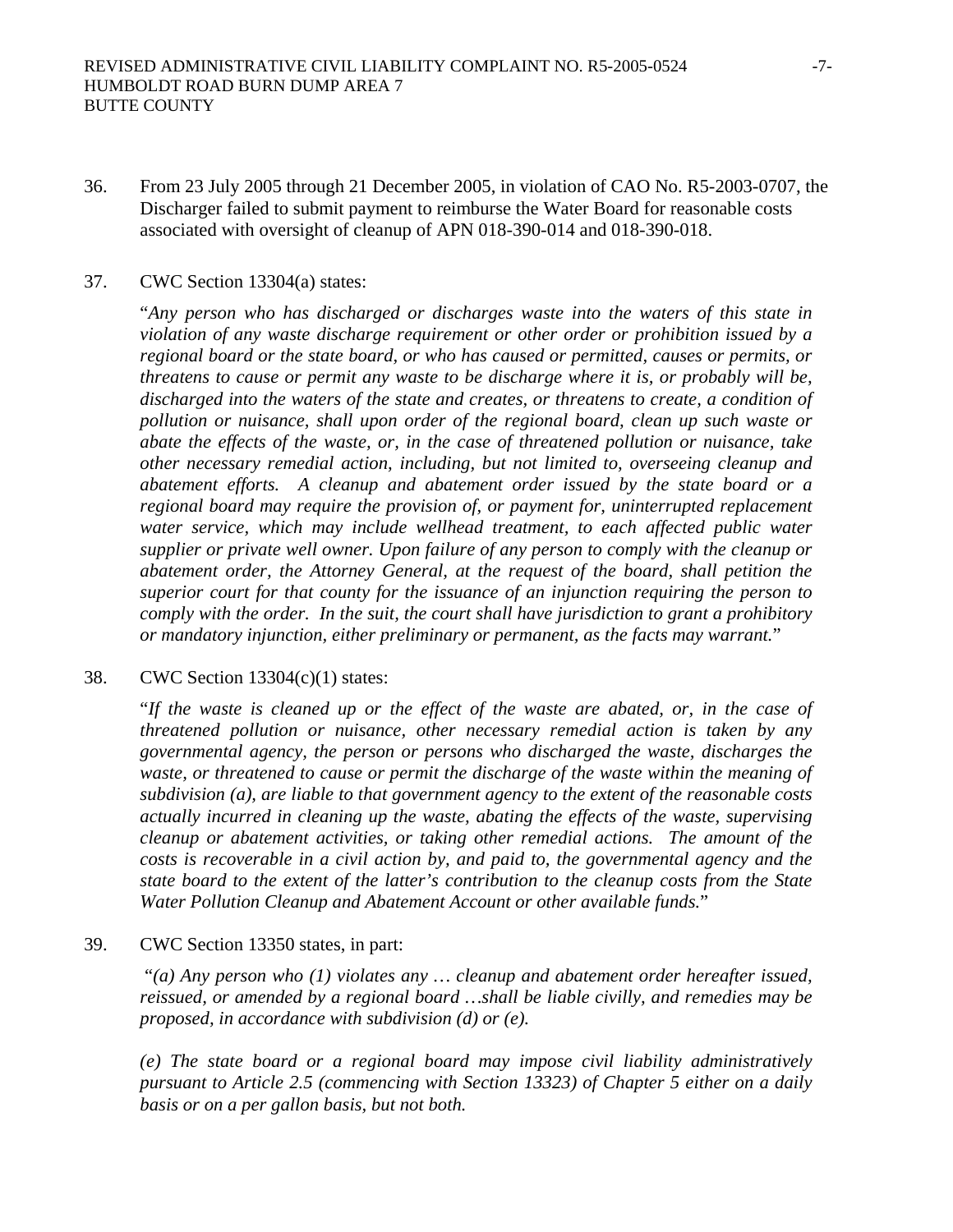36. From 23 July 2005 through 21 December 2005, in violation of CAO No. R5-2003-0707, the Discharger failed to submit payment to reimburse the Water Board for reasonable costs associated with oversight of cleanup of APN 018-390-014 and 018-390-018.

37. CWC Section 13304(a) states:

    "*Any person who has discharged or discharges waste into the waters of this state in violation of any waste discharge requirement or other order or prohibition issued by a regional board or the state board, or who has caused or permitted, causes or permits, or threatens to cause or permit any waste to be discharge where it is, or probably will be, discharged into the waters of the state and creates, or threatens to create, a condition of pollution or nuisance, shall upon order of the regional board, clean up such waste or abate the effects of the waste, or, in the case of threatened pollution or nuisance, take other necessary remedial action, including, but not limited to, overseeing cleanup and abatement efforts. A cleanup and abatement order issued by the state board or a regional board may require the provision of, or payment for, uninterrupted replacement water service, which may include wellhead treatment, to each affected public water supplier or private well owner. Upon failure of any person to comply with the cleanup or abatement order, the Attorney General, at the request of the board, shall petition the superior court for that county for the issuance of an injunction requiring the person to comply with the order. In the suit, the court shall have jurisdiction to grant a prohibitory or mandatory injunction, either preliminary or permanent, as the facts may warrant.*"

38. CWC Section 13304(c)(1) states:

    "*If the waste is cleaned up or the effect of the waste are abated, or, in the case of threatened pollution or nuisance, other necessary remedial action is taken by any governmental agency, the person or persons who discharged the waste, discharges the waste, or threatened to cause or permit the discharge of the waste within the meaning of subdivision (a), are liable to that government agency to the extent of the reasonable costs actually incurred in cleaning up the waste, abating the effects of the waste, supervising cleanup or abatement activities, or taking other remedial actions. The amount of the costs is recoverable in a civil action by, and paid to, the governmental agency and the state board to the extent of the latter's contribution to the cleanup costs from the State Water Pollution Cleanup and Abatement Account or other available funds.*"

39. CWC Section 13350 states, in part:

    "*(a) Any person who (1) violates any … cleanup and abatement order hereafter issued, reissued, or amended by a regional board …shall be liable civilly, and remedies may be proposed, in accordance with subdivision (d) or (e).*

    *(e) The state board or a regional board may impose civil liability administratively pursuant to Article 2.5 (commencing with Section 13323) of Chapter 5 either on a daily basis or on a per gallon basis, but not both.*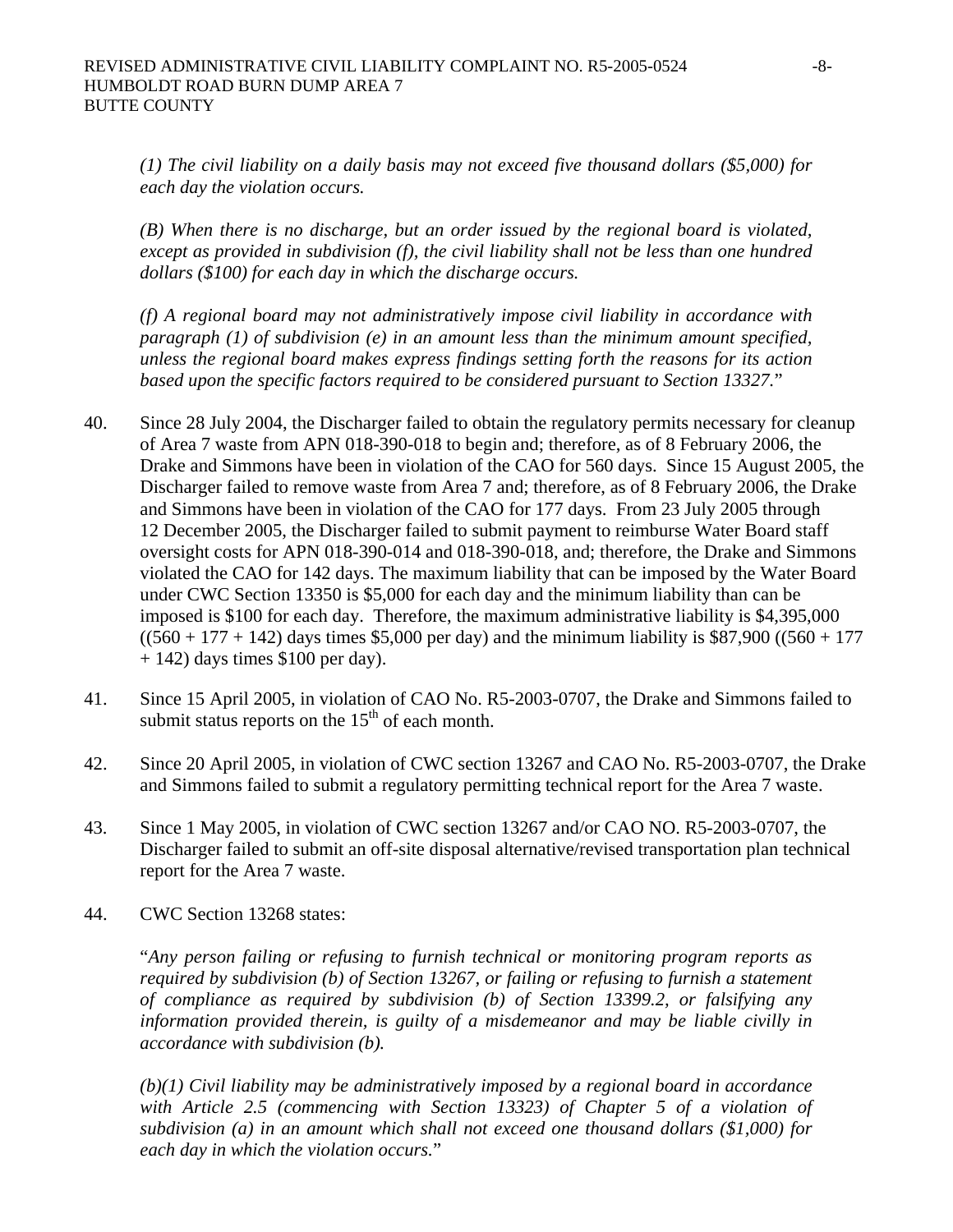*(1) The civil liability on a daily basis may not exceed five thousand dollars ($5,000) for each day the violation occurs.*

*(B) When there is no discharge, but an order issued by the regional board is violated, except as provided in subdivision (f), the civil liability shall not be less than one hundred dollars ($100) for each day in which the discharge occurs.*

*(f) A regional board may not administratively impose civil liability in accordance with paragraph (1) of subdivision (e) in an amount less than the minimum amount specified, unless the regional board makes express findings setting forth the reasons for its action based upon the specific factors required to be considered pursuant to Section 13327.*"

40. Since 28 July 2004, the Discharger failed to obtain the regulatory permits necessary for cleanup of Area 7 waste from APN 018-390-018 to begin and; therefore, as of 8 February 2006, the Drake and Simmons have been in violation of the CAO for 560 days. Since 15 August 2005, the Discharger failed to remove waste from Area 7 and; therefore, as of 8 February 2006, the Drake and Simmons have been in violation of the CAO for 177 days. From 23 July 2005 through 12 December 2005, the Discharger failed to submit payment to reimburse Water Board staff oversight costs for APN 018-390-014 and 018-390-018, and; therefore, the Drake and Simmons violated the CAO for 142 days. The maximum liability that can be imposed by the Water Board under CWC Section 13350 is $5,000 for each day and the minimum liability than can be imposed is $100 for each day. Therefore, the maximum administrative liability is $4,395,000 ((560 + 177 + 142) days times $5,000 per day) and the minimum liability is $87,900 ((560 + 177 + 142) days times $100 per day).

41. Since 15 April 2005, in violation of CAO No. R5-2003-0707, the Drake and Simmons failed to submit status reports on the 15th of each month.

42. Since 20 April 2005, in violation of CWC section 13267 and CAO No. R5-2003-0707, the Drake and Simmons failed to submit a regulatory permitting technical report for the Area 7 waste.

43. Since 1 May 2005, in violation of CWC section 13267 and/or CAO NO. R5-2003-0707, the Discharger failed to submit an off-site disposal alternative/revised transportation plan technical report for the Area 7 waste.

44. CWC Section 13268 states:

"*Any person failing or refusing to furnish technical or monitoring program reports as required by subdivision (b) of Section 13267, or failing or refusing to furnish a statement of compliance as required by subdivision (b) of Section 13399.2, or falsifying any information provided therein, is guilty of a misdemeanor and may be liable civilly in accordance with subdivision (b).*

*(b)(1) Civil liability may be administratively imposed by a regional board in accordance with Article 2.5 (commencing with Section 13323) of Chapter 5 of a violation of subdivision (a) in an amount which shall not exceed one thousand dollars ($1,000) for each day in which the violation occurs.*"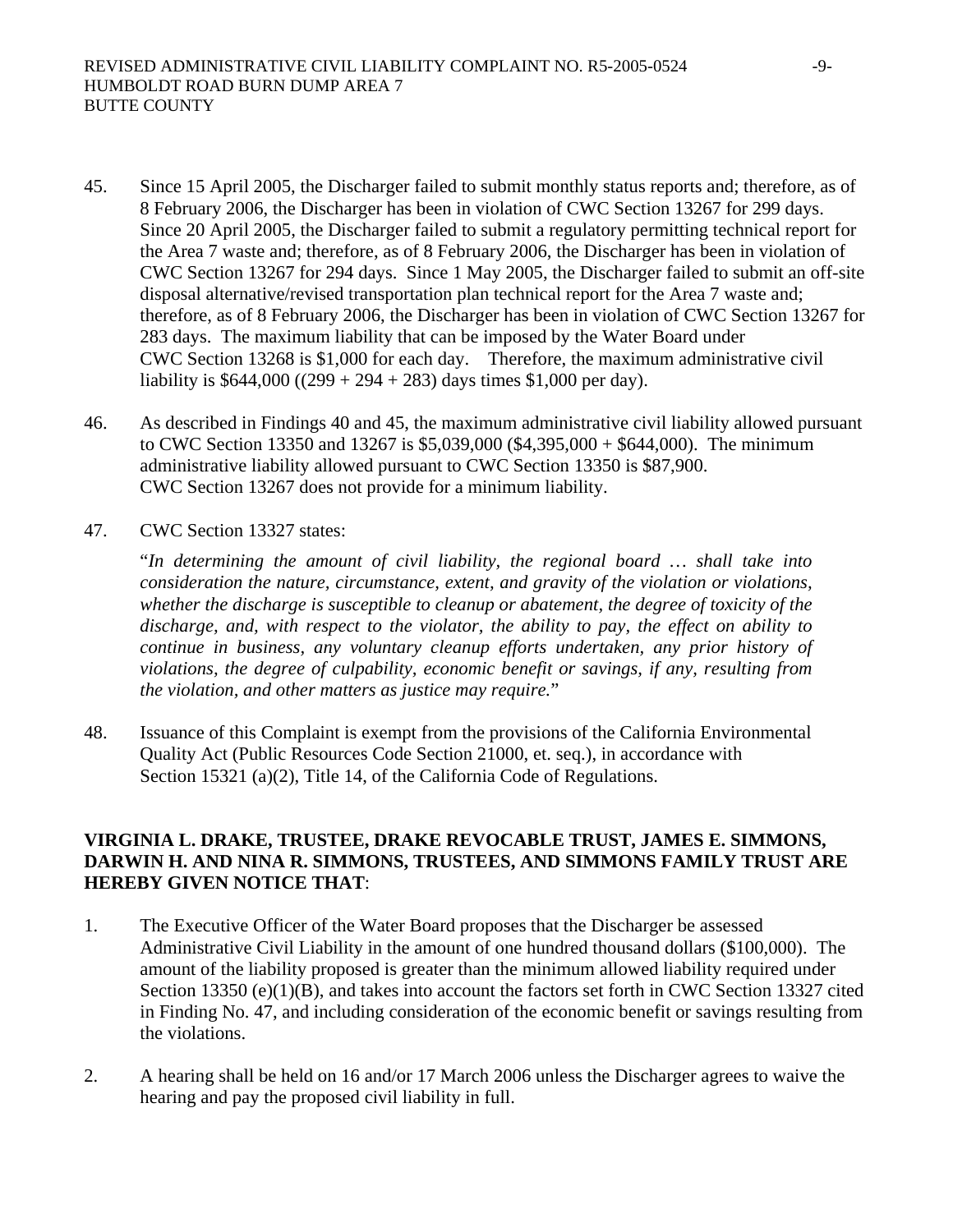45. Since 15 April 2005, the Discharger failed to submit monthly status reports and; therefore, as of 8 February 2006, the Discharger has been in violation of CWC Section 13267 for 299 days. Since 20 April 2005, the Discharger failed to submit a regulatory permitting technical report for the Area 7 waste and; therefore, as of 8 February 2006, the Discharger has been in violation of CWC Section 13267 for 294 days. Since 1 May 2005, the Discharger failed to submit an off-site disposal alternative/revised transportation plan technical report for the Area 7 waste and; therefore, as of 8 February 2006, the Discharger has been in violation of CWC Section 13267 for 283 days. The maximum liability that can be imposed by the Water Board under CWC Section 13268 is $1,000 for each day. Therefore, the maximum administrative civil liability is $644,000 ((299 + 294 + 283) days times $1,000 per day).

46. As described in Findings 40 and 45, the maximum administrative civil liability allowed pursuant to CWC Section 13350 and 13267 is $5,039,000 ($4,395,000 + $644,000). The minimum administrative liability allowed pursuant to CWC Section 13350 is $87,900. CWC Section 13267 does not provide for a minimum liability.

47. CWC Section 13327 states:

    "*In determining the amount of civil liability, the regional board … shall take into consideration the nature, circumstance, extent, and gravity of the violation or violations, whether the discharge is susceptible to cleanup or abatement, the degree of toxicity of the discharge, and, with respect to the violator, the ability to pay, the effect on ability to continue in business, any voluntary cleanup efforts undertaken, any prior history of violations, the degree of culpability, economic benefit or savings, if any, resulting from the violation, and other matters as justice may require.*"

48. Issuance of this Complaint is exempt from the provisions of the California Environmental Quality Act (Public Resources Code Section 21000, et. seq.), in accordance with Section 15321 (a)(2), Title 14, of the California Code of Regulations.

**VIRGINIA L. DRAKE, TRUSTEE, DRAKE REVOCABLE TRUST, JAMES E. SIMMONS, DARWIN H. AND NINA R. SIMMONS, TRUSTEES, AND SIMMONS FAMILY TRUST ARE HEREBY GIVEN NOTICE THAT**:

1. The Executive Officer of the Water Board proposes that the Discharger be assessed Administrative Civil Liability in the amount of one hundred thousand dollars ($100,000). The amount of the liability proposed is greater than the minimum allowed liability required under Section 13350 (e)(1)(B), and takes into account the factors set forth in CWC Section 13327 cited in Finding No. 47, and including consideration of the economic benefit or savings resulting from the violations.

2. A hearing shall be held on 16 and/or 17 March 2006 unless the Discharger agrees to waive the hearing and pay the proposed civil liability in full.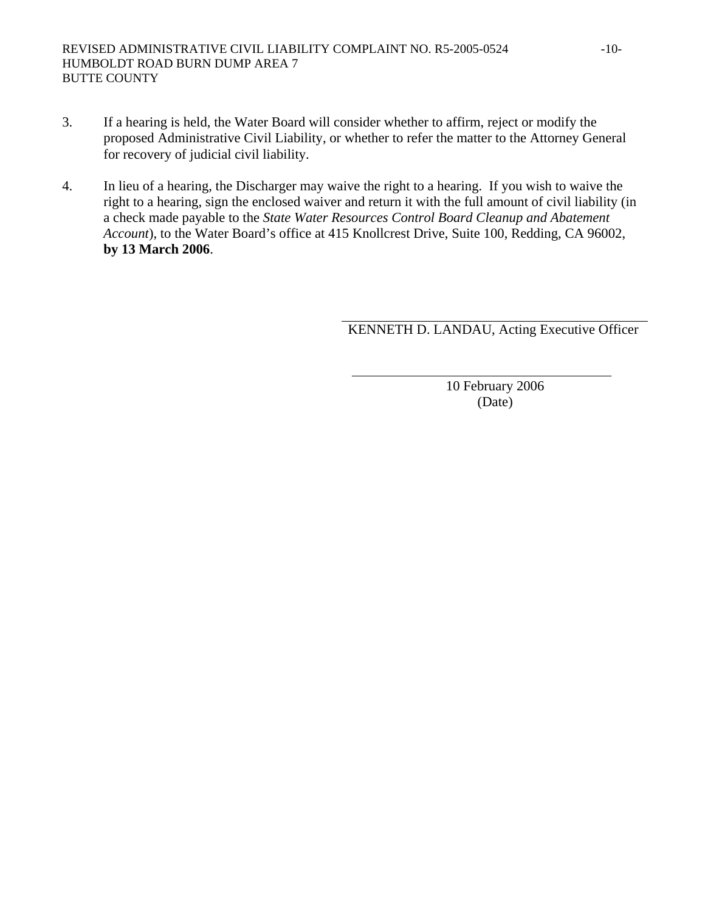3. If a hearing is held, the Water Board will consider whether to affirm, reject or modify the proposed Administrative Civil Liability, or whether to refer the matter to the Attorney General for recovery of judicial civil liability.

4. In lieu of a hearing, the Discharger may waive the right to a hearing. If you wish to waive the right to a hearing, sign the enclosed waiver and return it with the full amount of civil liability (in a check made payable to the *State Water Resources Control Board Cleanup and Abatement Account*), to the Water Board's office at 415 Knollcrest Drive, Suite 100, Redding, CA 96002, **by 13 March 2006**.

KENNETH D. LANDAU, Acting Executive Officer

10 February 2006
(Date)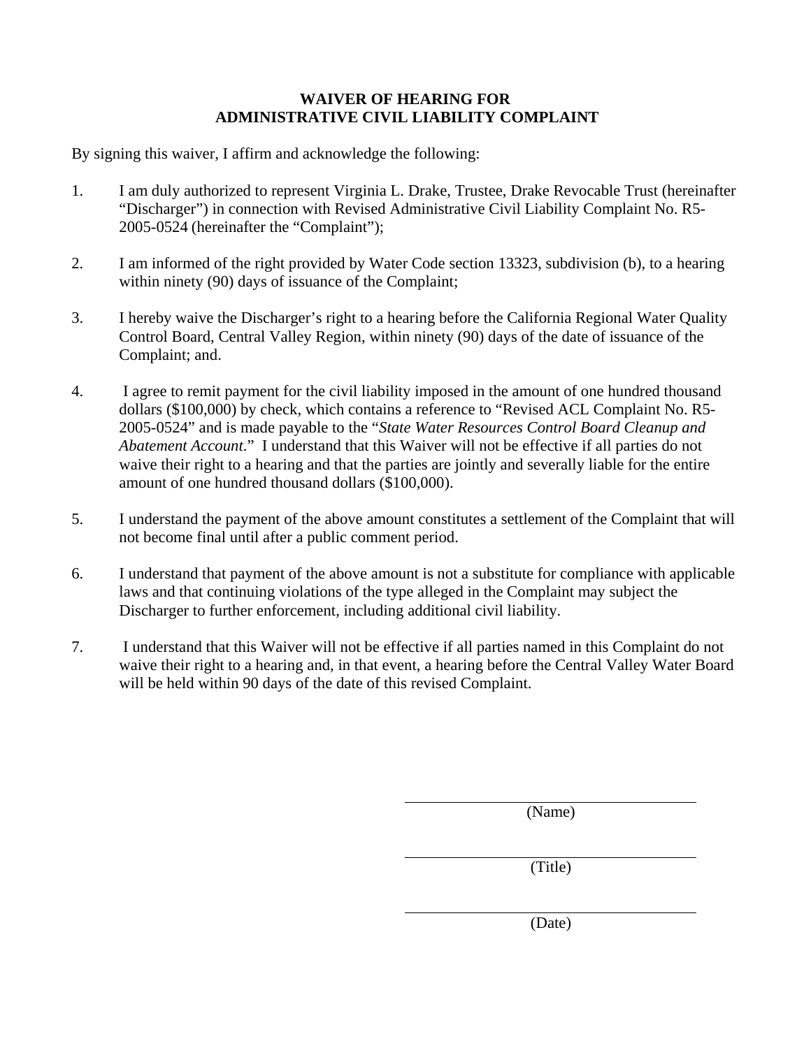**WAIVER OF HEARING FOR
ADMINISTRATIVE CIVIL LIABILITY COMPLAINT**

By signing this waiver, I affirm and acknowledge the following:

1. I am duly authorized to represent Virginia L. Drake, Trustee, Drake Revocable Trust (hereinafter "Discharger") in connection with Revised Administrative Civil Liability Complaint No. R5-2005-0524 (hereinafter the "Complaint");

2. I am informed of the right provided by Water Code section 13323, subdivision (b), to a hearing within ninety (90) days of issuance of the Complaint;

3. I hereby waive the Discharger's right to a hearing before the California Regional Water Quality Control Board, Central Valley Region, within ninety (90) days of the date of issuance of the Complaint; and.

4. I agree to remit payment for the civil liability imposed in the amount of one hundred thousand dollars ($100,000) by check, which contains a reference to "Revised ACL Complaint No. R5-2005-0524" and is made payable to the "*State Water Resources Control Board Cleanup and Abatement Account*." I understand that this Waiver will not be effective if all parties do not waive their right to a hearing and that the parties are jointly and severally liable for the entire amount of one hundred thousand dollars ($100,000).

5. I understand the payment of the above amount constitutes a settlement of the Complaint that will not become final until after a public comment period.

6. I understand that payment of the above amount is not a substitute for compliance with applicable laws and that continuing violations of the type alleged in the Complaint may subject the Discharger to further enforcement, including additional civil liability.

7. I understand that this Waiver will not be effective if all parties named in this Complaint do not waive their right to a hearing and, in that event, a hearing before the Central Valley Water Board will be held within 90 days of the date of this revised Complaint.

\_\_\_\_\_\_\_\_\_\_\_\_\_\_\_\_\_\_\_\_\_\_\_\_\_\_\_\_\_\_
(Name)

\_\_\_\_\_\_\_\_\_\_\_\_\_\_\_\_\_\_\_\_\_\_\_\_\_\_\_\_\_\_
(Title)

\_\_\_\_\_\_\_\_\_\_\_\_\_\_\_\_\_\_\_\_\_\_\_\_\_\_\_\_\_\_
(Date)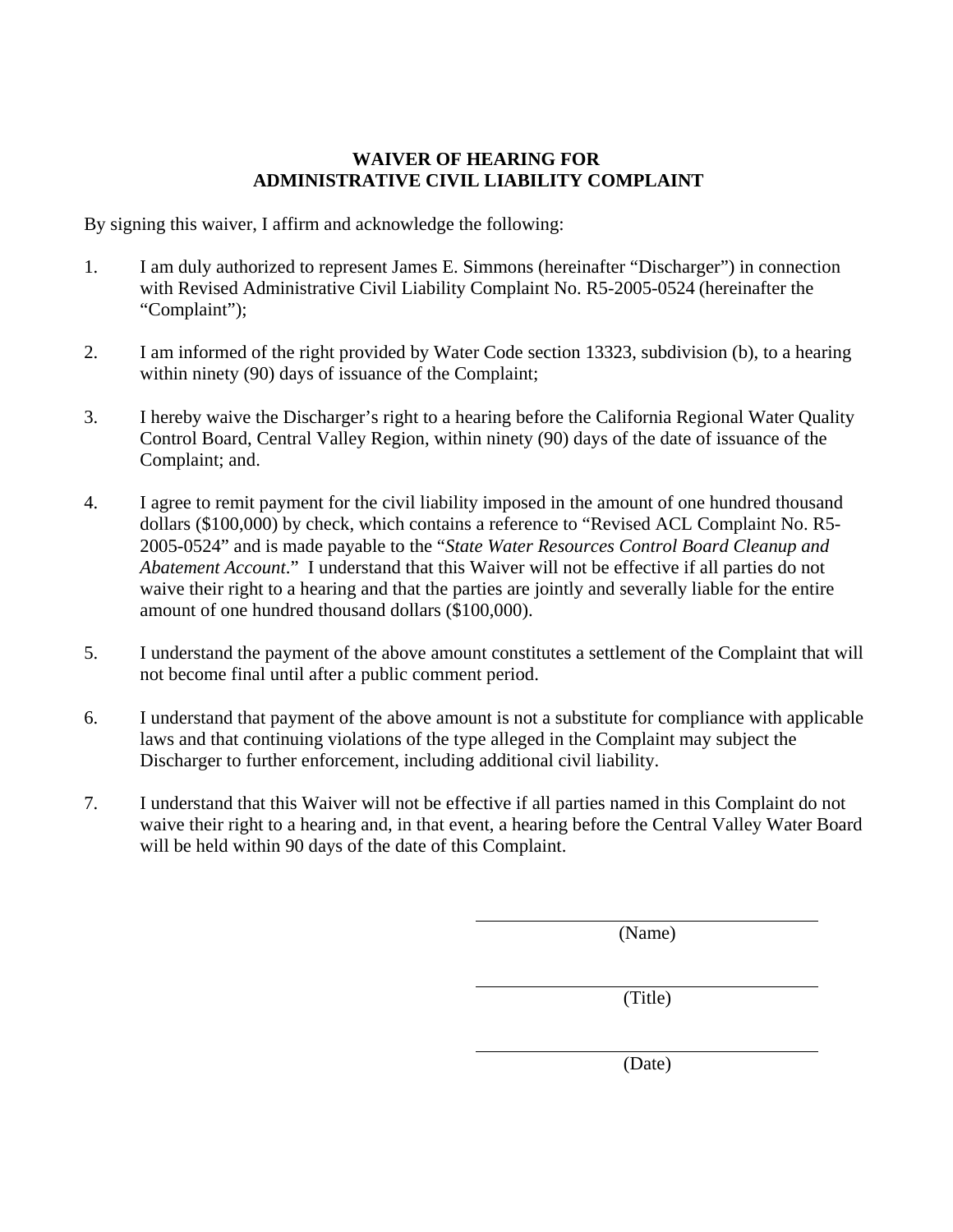**WAIVER OF HEARING FOR**
**ADMINISTRATIVE CIVIL LIABILITY COMPLAINT**

By signing this waiver, I affirm and acknowledge the following:

1. I am duly authorized to represent James E. Simmons (hereinafter "Discharger") in connection with Revised Administrative Civil Liability Complaint No. R5-2005-0524 (hereinafter the "Complaint");

2. I am informed of the right provided by Water Code section 13323, subdivision (b), to a hearing within ninety (90) days of issuance of the Complaint;

3. I hereby waive the Discharger's right to a hearing before the California Regional Water Quality Control Board, Central Valley Region, within ninety (90) days of the date of issuance of the Complaint; and.

4. I agree to remit payment for the civil liability imposed in the amount of one hundred thousand dollars ($100,000) by check, which contains a reference to "Revised ACL Complaint No. R5-2005-0524" and is made payable to the "*State Water Resources Control Board Cleanup and Abatement Account*." I understand that this Waiver will not be effective if all parties do not waive their right to a hearing and that the parties are jointly and severally liable for the entire amount of one hundred thousand dollars ($100,000).

5. I understand the payment of the above amount constitutes a settlement of the Complaint that will not become final until after a public comment period.

6. I understand that payment of the above amount is not a substitute for compliance with applicable laws and that continuing violations of the type alleged in the Complaint may subject the Discharger to further enforcement, including additional civil liability.

7. I understand that this Waiver will not be effective if all parties named in this Complaint do not waive their right to a hearing and, in that event, a hearing before the Central Valley Water Board will be held within 90 days of the date of this Complaint.

\_\_\_\_\_\_\_\_\_\_\_\_\_\_\_\_\_\_\_\_\_\_\_\_\_\_\_\_\_\_\_\_\_\_\_\_
(Name)

\_\_\_\_\_\_\_\_\_\_\_\_\_\_\_\_\_\_\_\_\_\_\_\_\_\_\_\_\_\_\_\_\_\_\_\_
(Title)

\_\_\_\_\_\_\_\_\_\_\_\_\_\_\_\_\_\_\_\_\_\_\_\_\_\_\_\_\_\_\_\_\_\_\_\_
(Date)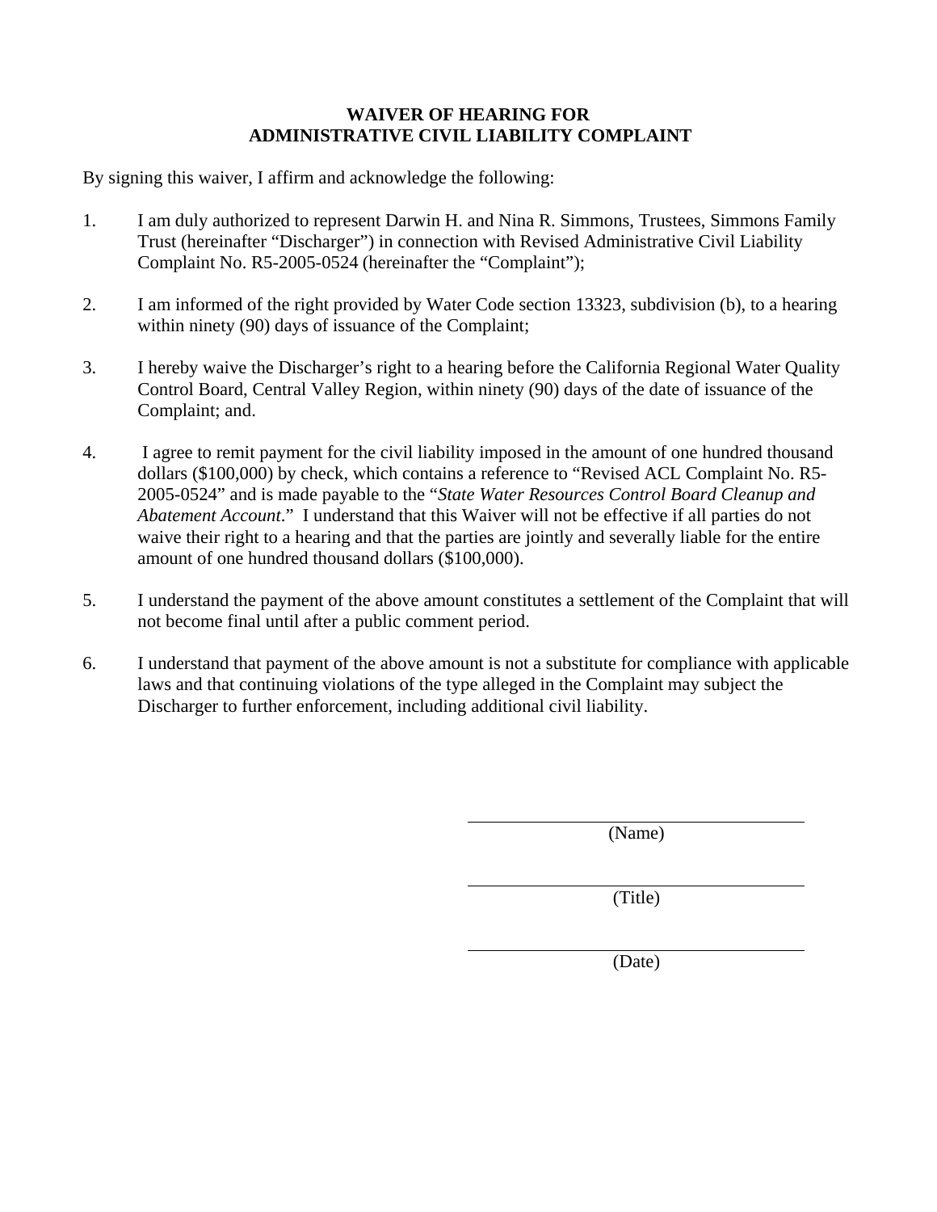**WAIVER OF HEARING FOR**
**ADMINISTRATIVE CIVIL LIABILITY COMPLAINT**

By signing this waiver, I affirm and acknowledge the following:

1. I am duly authorized to represent Darwin H. and Nina R. Simmons, Trustees, Simmons Family Trust (hereinafter "Discharger") in connection with Revised Administrative Civil Liability Complaint No. R5-2005-0524 (hereinafter the "Complaint");

2. I am informed of the right provided by Water Code section 13323, subdivision (b), to a hearing within ninety (90) days of issuance of the Complaint;

3. I hereby waive the Discharger's right to a hearing before the California Regional Water Quality Control Board, Central Valley Region, within ninety (90) days of the date of issuance of the Complaint; and.

4. I agree to remit payment for the civil liability imposed in the amount of one hundred thousand dollars ($100,000) by check, which contains a reference to "Revised ACL Complaint No. R5-2005-0524" and is made payable to the "*State Water Resources Control Board Cleanup and Abatement Account*." I understand that this Waiver will not be effective if all parties do not waive their right to a hearing and that the parties are jointly and severally liable for the entire amount of one hundred thousand dollars ($100,000).

5. I understand the payment of the above amount constitutes a settlement of the Complaint that will not become final until after a public comment period.

6. I understand that payment of the above amount is not a substitute for compliance with applicable laws and that continuing violations of the type alleged in the Complaint may subject the Discharger to further enforcement, including additional civil liability.

\_\_\_\_\_\_\_\_\_\_\_\_\_\_\_\_\_\_\_\_\_\_\_\_\_\_\_\_\_\_\_\_
(Name)

\_\_\_\_\_\_\_\_\_\_\_\_\_\_\_\_\_\_\_\_\_\_\_\_\_\_\_\_\_\_\_\_
(Title)

\_\_\_\_\_\_\_\_\_\_\_\_\_\_\_\_\_\_\_\_\_\_\_\_\_\_\_\_\_\_\_\_
(Date)